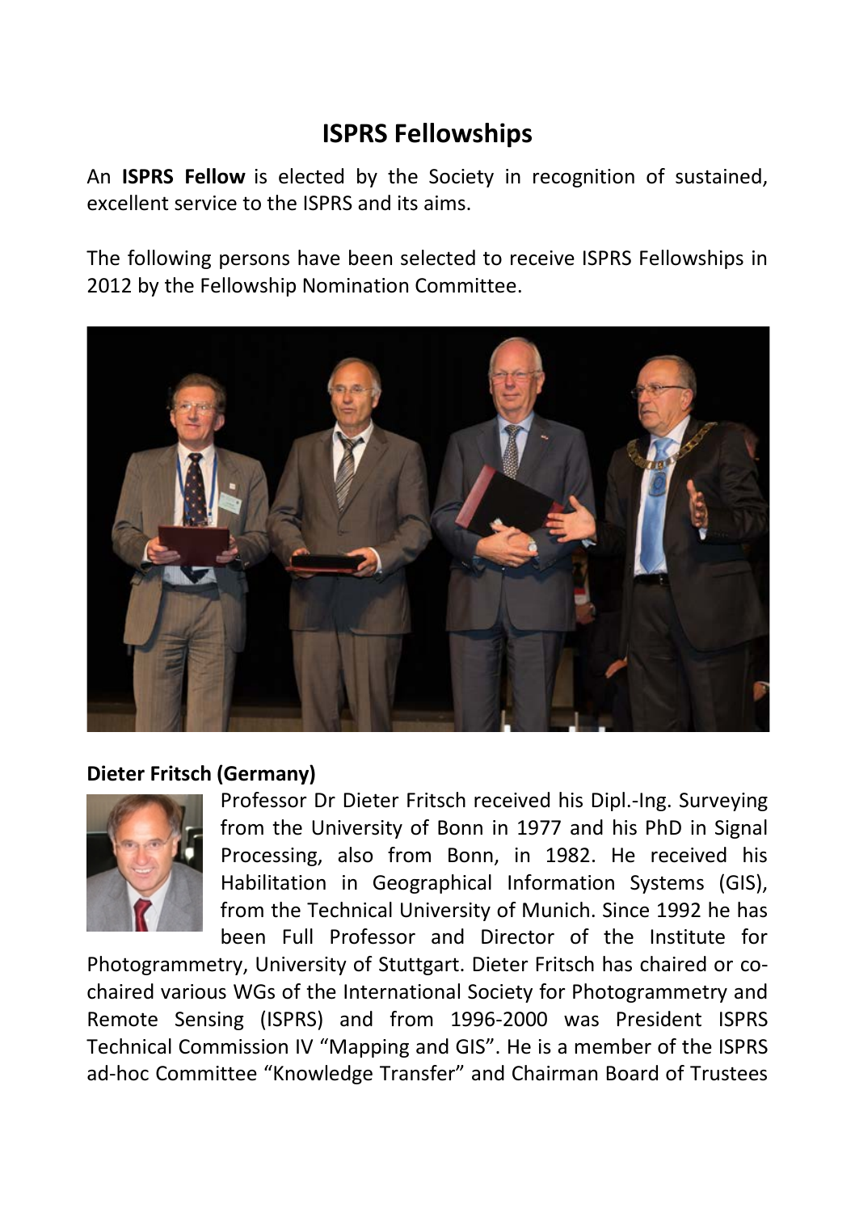# ISPRS Fellowships

An **ISPRS Fellow** is elected by the Society in recognition of sustained, excellent service to the ISPRS and its aims.

The following persons have been selected to receive ISPRS Fellowships in 2012 by the Fellowship Nomination Committee.

### Dieter Fritsch (Germany)

Professor Dr Dieter Fritsch received his Dipl.-Ing. Surveying from the University of Bonn in 1977 and his PhD in Signal Processing, also from Bonn, in 1982. He received his Habilitation in Geographical Information Systems (GIS), from the Technical University of Munich. Since 1992 he has been Full Professor and Director of the Institute for Photogrammetry, University of Stuttgart. Dieter Fritsch has chaired or co-chaired various WGs of the International Society for Photogrammetry and Remote Sensing (ISPRS) and from 1996-2000 was President ISPRS Technical Commission IV "Mapping and GIS". He is a member of the ISPRS ad-hoc Committee "Knowledge Transfer" and Chairman Board of Trustees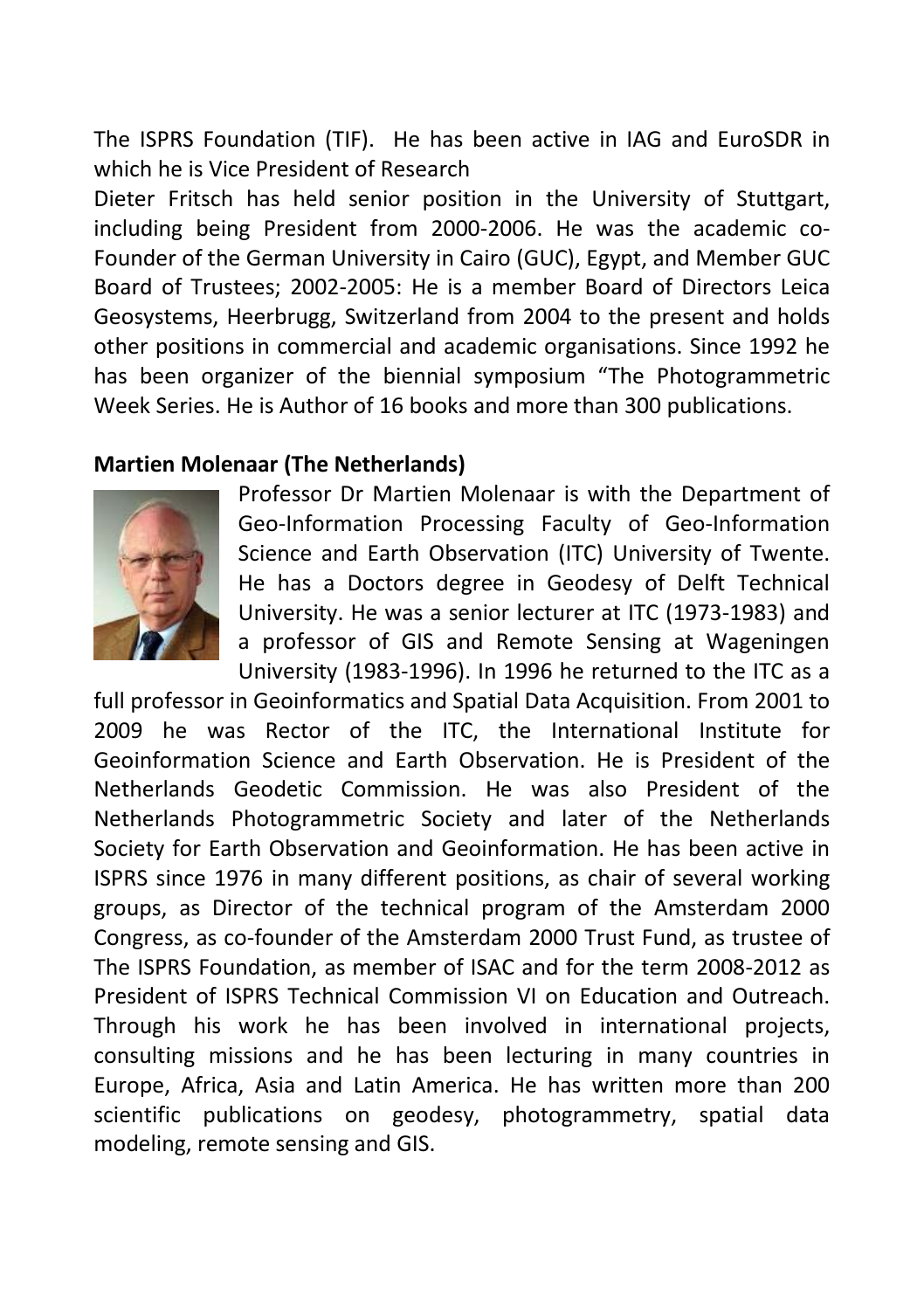The ISPRS Foundation (TIF). He has been active in IAG and EuroSDR in which he is Vice President of Research

Dieter Fritsch has held senior position in the University of Stuttgart, including being President from 2000-2006. He was the academic co-Founder of the German University in Cairo (GUC), Egypt, and Member GUC Board of Trustees; 2002-2005: He is a member Board of Directors Leica Geosystems, Heerbrugg, Switzerland from 2004 to the present and holds other positions in commercial and academic organisations. Since 1992 he has been organizer of the biennial symposium "The Photogrammetric Week Series. He is Author of 16 books and more than 300 publications.

**Martien Molenaar (The Netherlands)**

Professor Dr Martien Molenaar is with the Department of Geo-Information Processing Faculty of Geo-Information Science and Earth Observation (ITC) University of Twente. He has a Doctors degree in Geodesy of Delft Technical University. He was a senior lecturer at ITC (1973-1983) and a professor of GIS and Remote Sensing at Wageningen University (1983-1996). In 1996 he returned to the ITC as a full professor in Geoinformatics and Spatial Data Acquisition. From 2001 to 2009 he was Rector of the ITC, the International Institute for Geoinformation Science and Earth Observation. He is President of the Netherlands Geodetic Commission. He was also President of the Netherlands Photogrammetric Society and later of the Netherlands Society for Earth Observation and Geoinformation. He has been active in ISPRS since 1976 in many different positions, as chair of several working groups, as Director of the technical program of the Amsterdam 2000 Congress, as co-founder of the Amsterdam 2000 Trust Fund, as trustee of The ISPRS Foundation, as member of ISAC and for the term 2008-2012 as President of ISPRS Technical Commission VI on Education and Outreach. Through his work he has been involved in international projects, consulting missions and he has been lecturing in many countries in Europe, Africa, Asia and Latin America. He has written more than 200 scientific publications on geodesy, photogrammetry, spatial data modeling, remote sensing and GIS.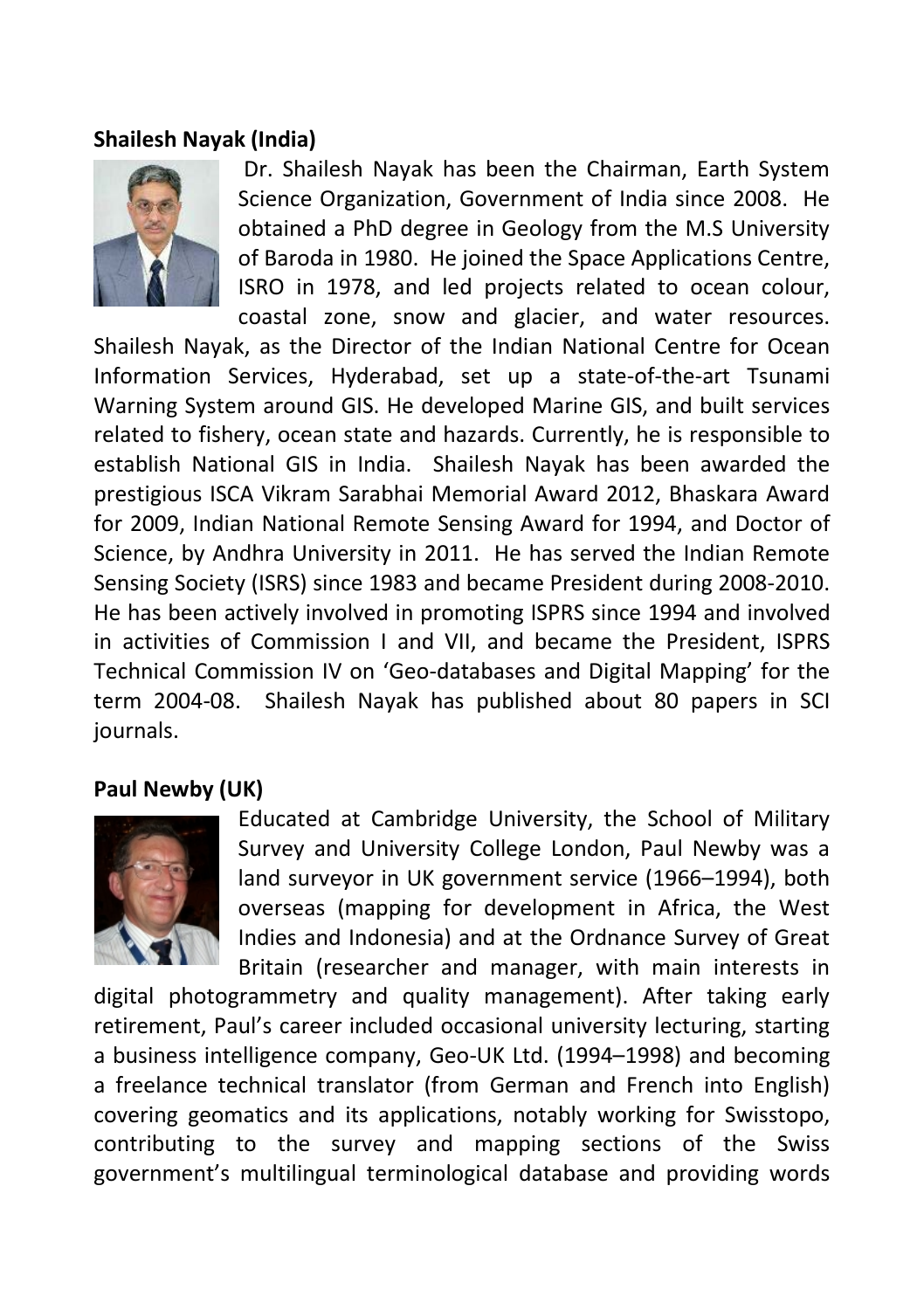**Shailesh Nayak (India)**

Dr. Shailesh Nayak has been the Chairman, Earth System Science Organization, Government of India since 2008. He obtained a PhD degree in Geology from the M.S University of Baroda in 1980. He joined the Space Applications Centre, ISRO in 1978, and led projects related to ocean colour, coastal zone, snow and glacier, and water resources. Shailesh Nayak, as the Director of the Indian National Centre for Ocean Information Services, Hyderabad, set up a state-of-the-art Tsunami Warning System around GIS. He developed Marine GIS, and built services related to fishery, ocean state and hazards. Currently, he is responsible to establish National GIS in India. Shailesh Nayak has been awarded the prestigious ISCA Vikram Sarabhai Memorial Award 2012, Bhaskara Award for 2009, Indian National Remote Sensing Award for 1994, and Doctor of Science, by Andhra University in 2011. He has served the Indian Remote Sensing Society (ISRS) since 1983 and became President during 2008-2010. He has been actively involved in promoting ISPRS since 1994 and involved in activities of Commission I and VII, and became the President, ISPRS Technical Commission IV on 'Geo-databases and Digital Mapping' for the term 2004-08. Shailesh Nayak has published about 80 papers in SCI journals.

**Paul Newby (UK)**

Educated at Cambridge University, the School of Military Survey and University College London, Paul Newby was a land surveyor in UK government service (1966–1994), both overseas (mapping for development in Africa, the West Indies and Indonesia) and at the Ordnance Survey of Great Britain (researcher and manager, with main interests in digital photogrammetry and quality management). After taking early retirement, Paul's career included occasional university lecturing, starting a business intelligence company, Geo-UK Ltd. (1994–1998) and becoming a freelance technical translator (from German and French into English) covering geomatics and its applications, notably working for Swisstopo, contributing to the survey and mapping sections of the Swiss government's multilingual terminological database and providing words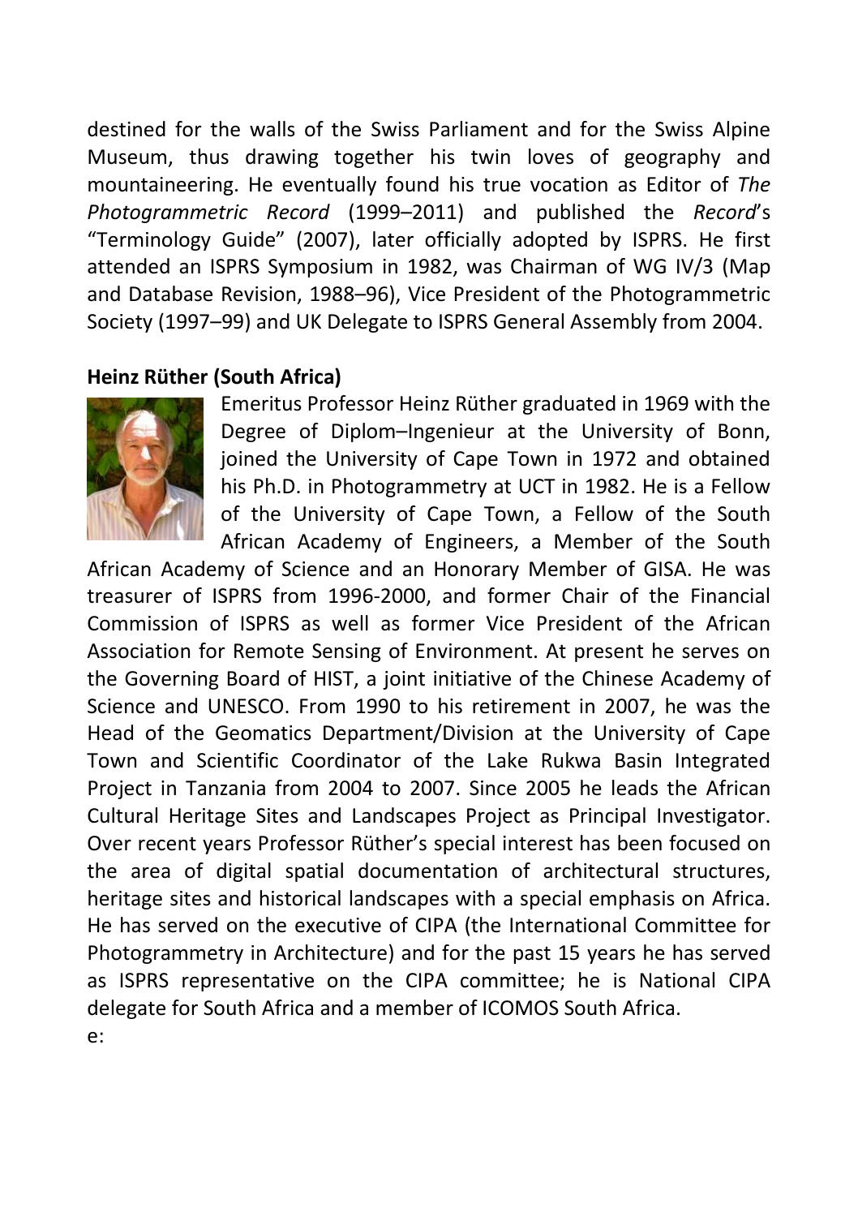destined for the walls of the Swiss Parliament and for the Swiss Alpine Museum, thus drawing together his twin loves of geography and mountaineering. He eventually found his true vocation as Editor of *The Photogrammetric Record* (1999–2011) and published the *Record*'s "Terminology Guide" (2007), later officially adopted by ISPRS. He first attended an ISPRS Symposium in 1982, was Chairman of WG IV/3 (Map and Database Revision, 1988–96), Vice President of the Photogrammetric Society (1997–99) and UK Delegate to ISPRS General Assembly from 2004.

**Heinz Rüther (South Africa)**

Emeritus Professor Heinz Rüther graduated in 1969 with the Degree of Diplom–Ingenieur at the University of Bonn, joined the University of Cape Town in 1972 and obtained his Ph.D. in Photogrammetry at UCT in 1982. He is a Fellow of the University of Cape Town, a Fellow of the South African Academy of Engineers, a Member of the South African Academy of Science and an Honorary Member of GISA. He was treasurer of ISPRS from 1996-2000, and former Chair of the Financial Commission of ISPRS as well as former Vice President of the African Association for Remote Sensing of Environment. At present he serves on the Governing Board of HIST, a joint initiative of the Chinese Academy of Science and UNESCO. From 1990 to his retirement in 2007, he was the Head of the Geomatics Department/Division at the University of Cape Town and Scientific Coordinator of the Lake Rukwa Basin Integrated Project in Tanzania from 2004 to 2007. Since 2005 he leads the African Cultural Heritage Sites and Landscapes Project as Principal Investigator. Over recent years Professor Rüther's special interest has been focused on the area of digital spatial documentation of architectural structures, heritage sites and historical landscapes with a special emphasis on Africa. He has served on the executive of CIPA (the International Committee for Photogrammetry in Architecture) and for the past 15 years he has served as ISPRS representative on the CIPA committee; he is National CIPA delegate for South Africa and a member of ICOMOS South Africa.

e: